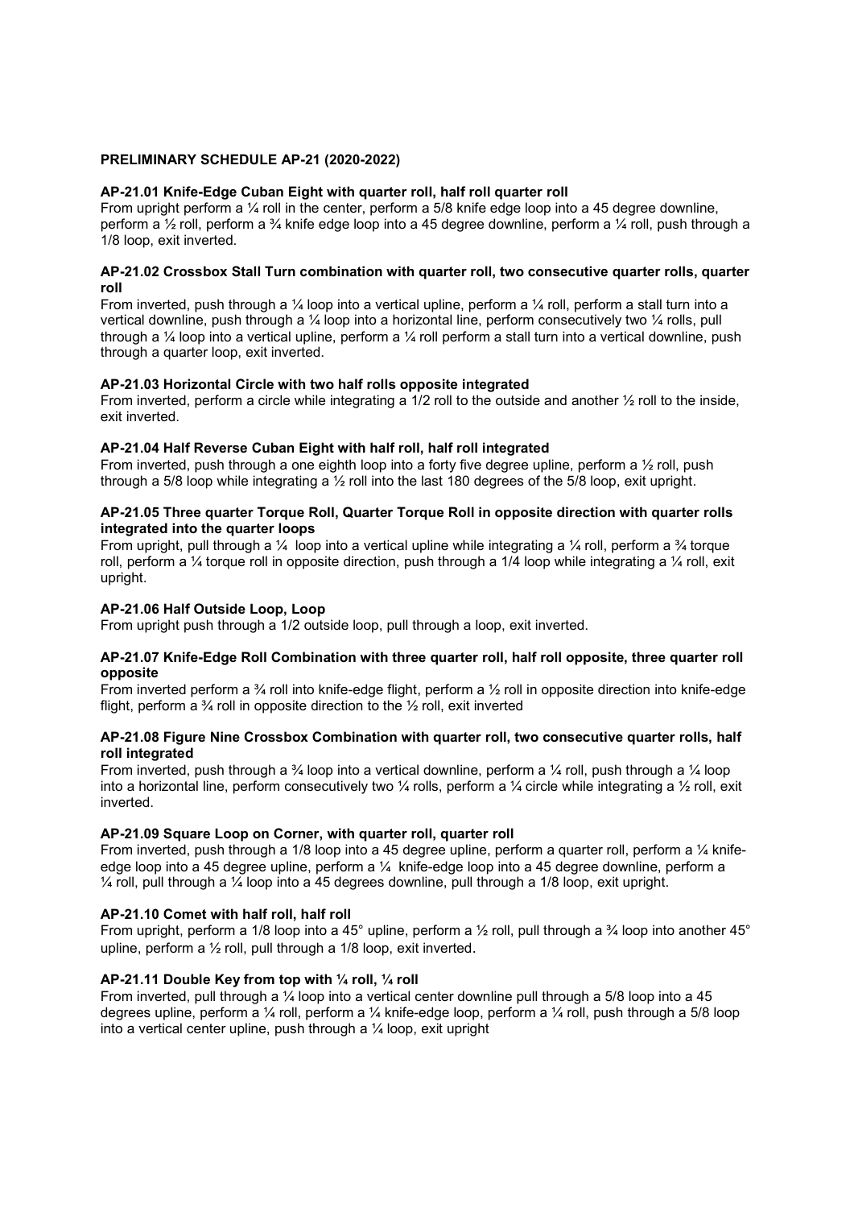**PRELIMINARY SCHEDULE AP-21 (2020-2022)**

**AP-21.01 Knife-Edge Cuban Eight with quarter roll, half roll quarter roll**
From upright perform a ¼ roll in the center, perform a 5/8 knife edge loop into a 45 degree downline, perform a ½ roll, perform a ¾ knife edge loop into a 45 degree downline, perform a ¼ roll, push through a 1/8 loop, exit inverted.

**AP-21.02 Crossbox Stall Turn combination with quarter roll, two consecutive quarter rolls, quarter roll**
From inverted, push through a ¼ loop into a vertical upline, perform a ¼ roll, perform a stall turn into a vertical downline, push through a ¼ loop into a horizontal line, perform consecutively two ¼ rolls, pull through a ¼ loop into a vertical upline, perform a ¼ roll perform a stall turn into a vertical downline, push through a quarter loop, exit inverted.

**AP-21.03 Horizontal Circle with two half rolls opposite integrated**
From inverted, perform a circle while integrating a 1/2 roll to the outside and another ½ roll to the inside, exit inverted.

**AP-21.04 Half Reverse Cuban Eight with half roll, half roll integrated**
From inverted, push through a one eighth loop into a forty five degree upline, perform a ½ roll, push through a 5/8 loop while integrating a ½ roll into the last 180 degrees of the 5/8 loop, exit upright.

**AP-21.05 Three quarter Torque Roll, Quarter Torque Roll in opposite direction with quarter rolls integrated into the quarter loops**
From upright, pull through a ¼ loop into a vertical upline while integrating a ¼ roll, perform a ¾ torque roll, perform a ¼ torque roll in opposite direction, push through a 1/4 loop while integrating a ¼ roll, exit upright.

**AP-21.06 Half Outside Loop, Loop**
From upright push through a 1/2 outside loop, pull through a loop, exit inverted.

**AP-21.07 Knife-Edge Roll Combination with three quarter roll, half roll opposite, three quarter roll opposite**
From inverted perform a ¾ roll into knife-edge flight, perform a ½ roll in opposite direction into knife-edge flight, perform a ¾ roll in opposite direction to the ½ roll, exit inverted

**AP-21.08 Figure Nine Crossbox Combination with quarter roll, two consecutive quarter rolls, half roll integrated**
From inverted, push through a ¾ loop into a vertical downline, perform a ¼ roll, push through a ¼ loop into a horizontal line, perform consecutively two ¼ rolls, perform a ¼ circle while integrating a ½ roll, exit inverted.

**AP-21.09 Square Loop on Corner, with quarter roll, quarter roll**
From inverted, push through a 1/8 loop into a 45 degree upline, perform a quarter roll, perform a ¼ knife-edge loop into a 45 degree upline, perform a ¼ knife-edge loop into a 45 degree downline, perform a ¼ roll, pull through a ¼ loop into a 45 degrees downline, pull through a 1/8 loop, exit upright.

**AP-21.10 Comet with half roll, half roll**
From upright, perform a 1/8 loop into a 45° upline, perform a ½ roll, pull through a ¾ loop into another 45° upline, perform a ½ roll, pull through a 1/8 loop, exit inverted.

**AP-21.11 Double Key from top with ¼ roll, ¼ roll**
From inverted, pull through a ¼ loop into a vertical center downline pull through a 5/8 loop into a 45 degrees upline, perform a ¼ roll, perform a ¼ knife-edge loop, perform a ¼ roll, push through a 5/8 loop into a vertical center upline, push through a ¼ loop, exit upright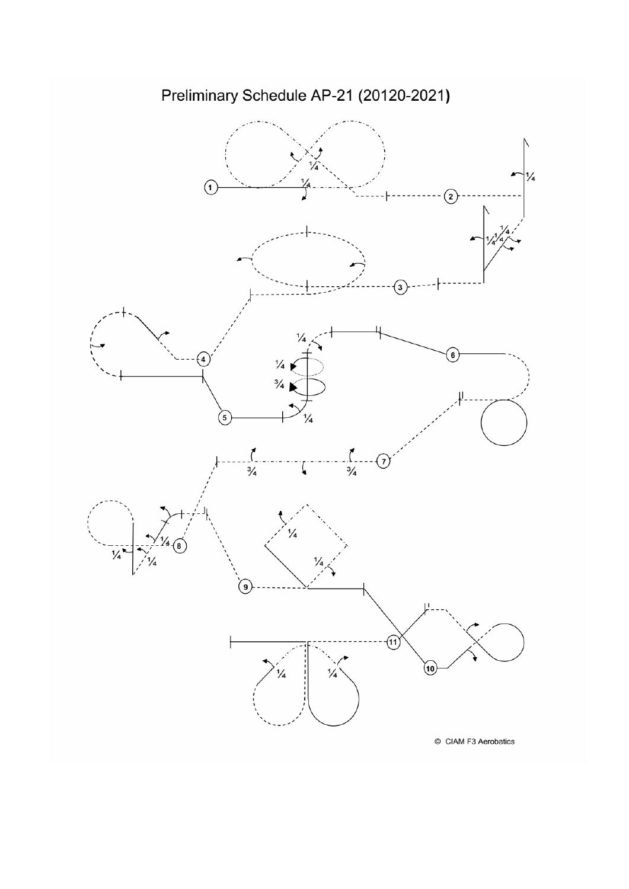# Preliminary Schedule AP-21 (20120-2021)

1

¼

¼

2

¼

¼ ¼ ¼

3

4

¼

¼

¾

5

¼

6

7

¾

¾

8

¼

¼

¼

¼

9

¼

10

11

¼

¼

© CIAM F3 Aerobatics